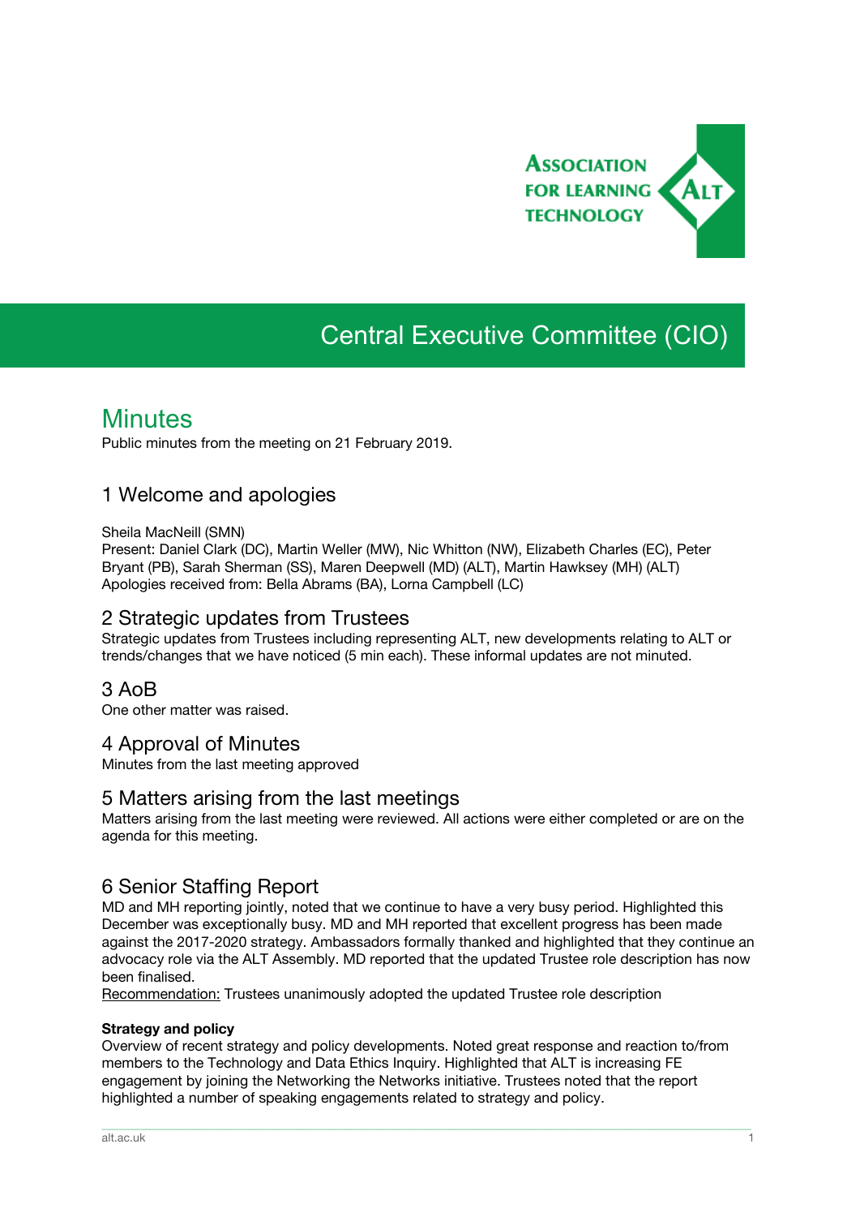Association for Learning Technology

# Central Executive Committee (CIO)

## Minutes

Public minutes from the meeting on 21 February 2019.

### 1 Welcome and apologies

Sheila MacNeill (SMN)
Present: Daniel Clark (DC), Martin Weller (MW), Nic Whitton (NW), Elizabeth Charles (EC), Peter Bryant (PB), Sarah Sherman (SS), Maren Deepwell (MD) (ALT), Martin Hawksey (MH) (ALT)
Apologies received from: Bella Abrams (BA), Lorna Campbell (LC)

### 2 Strategic updates from Trustees

Strategic updates from Trustees including representing ALT, new developments relating to ALT or trends/changes that we have noticed (5 min each). These informal updates are not minuted.

### 3 AoB

One other matter was raised.

### 4 Approval of Minutes

Minutes from the last meeting approved

### 5 Matters arising from the last meetings

Matters arising from the last meeting were reviewed. All actions were either completed or are on the agenda for this meeting.

### 6 Senior Staffing Report

MD and MH reporting jointly, noted that we continue to have a very busy period. Highlighted this December was exceptionally busy. MD and MH reported that excellent progress has been made against the 2017-2020 strategy. Ambassadors formally thanked and highlighted that they continue an advocacy role via the ALT Assembly. MD reported that the updated Trustee role description has now been finalised.

Recommendation: Trustees unanimously adopted the updated Trustee role description

**Strategy and policy**

Overview of recent strategy and policy developments. Noted great response and reaction to/from members to the Technology and Data Ethics Inquiry. Highlighted that ALT is increasing FE engagement by joining the Networking the Networks initiative. Trustees noted that the report highlighted a number of speaking engagements related to strategy and policy.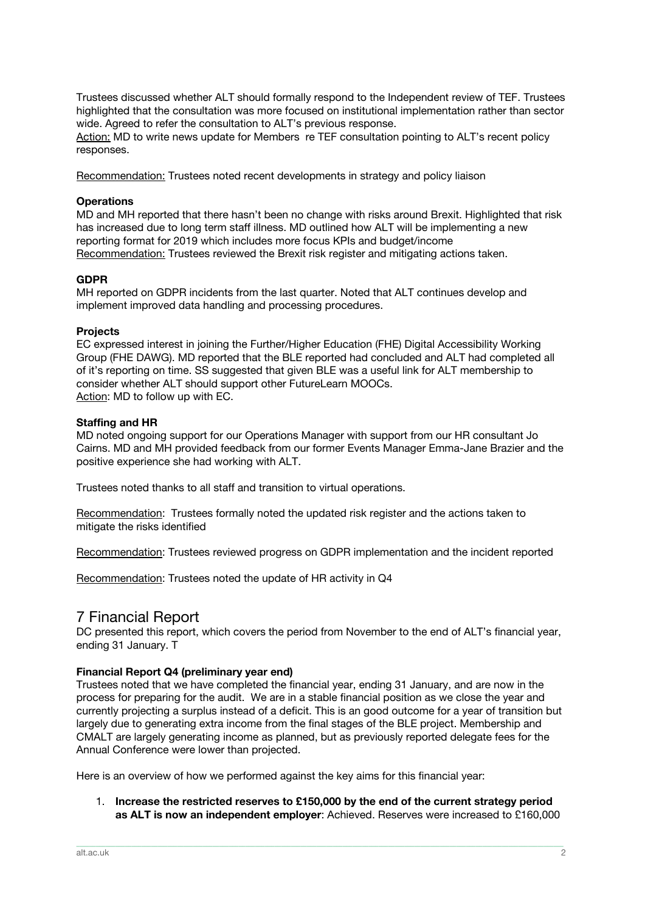Trustees discussed whether ALT should formally respond to the Independent review of TEF. Trustees highlighted that the consultation was more focused on institutional implementation rather than sector wide. Agreed to refer the consultation to ALT's previous response.

Action: MD to write news update for Members re TEF consultation pointing to ALT's recent policy responses.

Recommendation: Trustees noted recent developments in strategy and policy liaison

**Operations**

MD and MH reported that there hasn't been no change with risks around Brexit. Highlighted that risk has increased due to long term staff illness. MD outlined how ALT will be implementing a new reporting format for 2019 which includes more focus KPIs and budget/income

Recommendation: Trustees reviewed the Brexit risk register and mitigating actions taken.

**GDPR**

MH reported on GDPR incidents from the last quarter. Noted that ALT continues develop and implement improved data handling and processing procedures.

**Projects**

EC expressed interest in joining the Further/Higher Education (FHE) Digital Accessibility Working Group (FHE DAWG). MD reported that the BLE reported had concluded and ALT had completed all of it's reporting on time. SS suggested that given BLE was a useful link for ALT membership to consider whether ALT should support other FutureLearn MOOCs.

Action: MD to follow up with EC.

**Staffing and HR**

MD noted ongoing support for our Operations Manager with support from our HR consultant Jo Cairns. MD and MH provided feedback from our former Events Manager Emma-Jane Brazier and the positive experience she had working with ALT.

Trustees noted thanks to all staff and transition to virtual operations.

Recommendation: Trustees formally noted the updated risk register and the actions taken to mitigate the risks identified

Recommendation: Trustees reviewed progress on GDPR implementation and the incident reported

Recommendation: Trustees noted the update of HR activity in Q4

## 7 Financial Report

DC presented this report, which covers the period from November to the end of ALT's financial year, ending 31 January. T

**Financial Report Q4 (preliminary year end)**

Trustees noted that we have completed the financial year, ending 31 January, and are now in the process for preparing for the audit. We are in a stable financial position as we close the year and currently projecting a surplus instead of a deficit. This is an good outcome for a year of transition but largely due to generating extra income from the final stages of the BLE project. Membership and CMALT are largely generating income as planned, but as previously reported delegate fees for the Annual Conference were lower than projected.

Here is an overview of how we performed against the key aims for this financial year:

1. **Increase the restricted reserves to £150,000 by the end of the current strategy period as ALT is now an independent employer**: Achieved. Reserves were increased to £160,000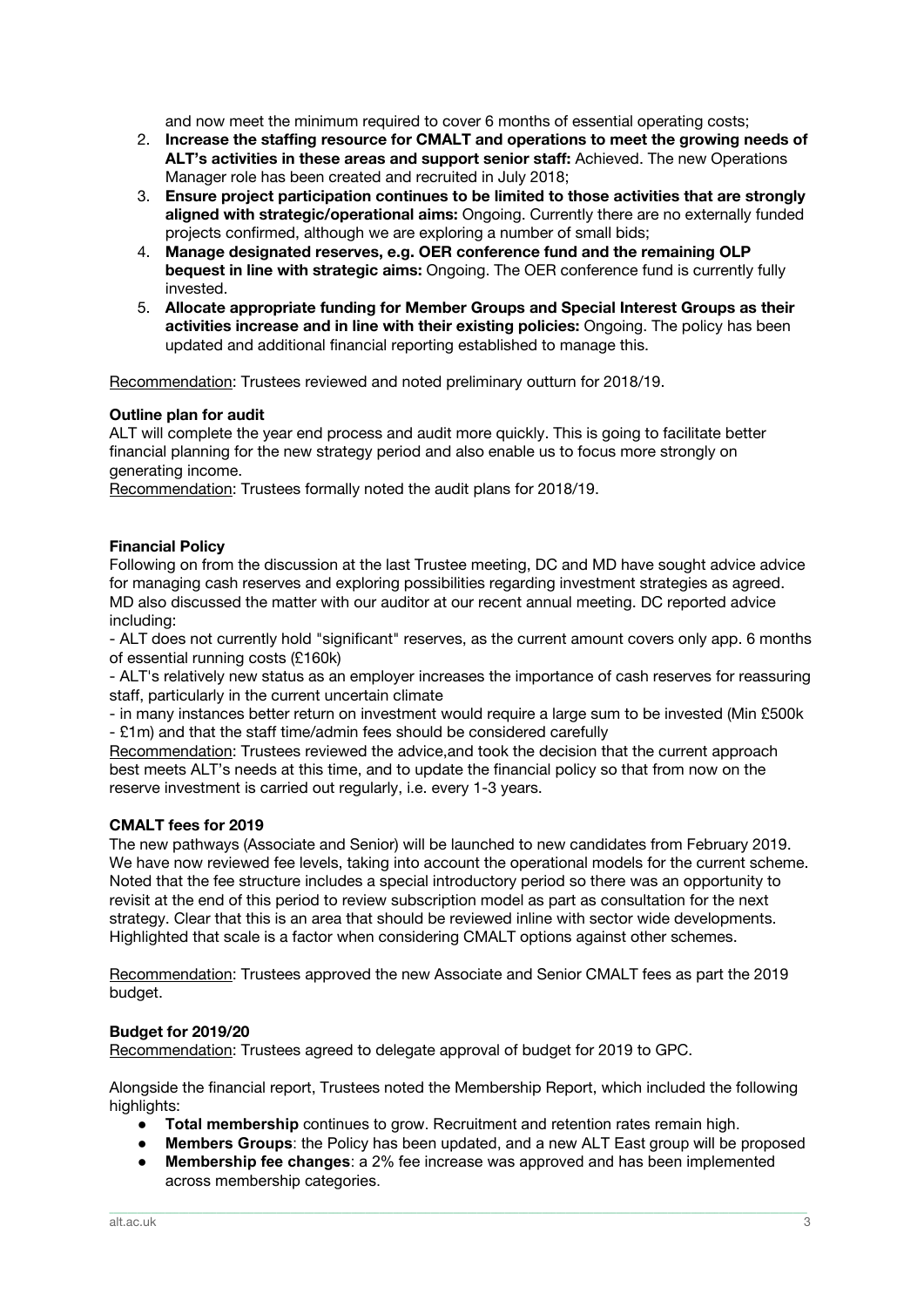and now meet the minimum required to cover 6 months of essential operating costs;

2. **Increase the staffing resource for CMALT and operations to meet the growing needs of ALT's activities in these areas and support senior staff:** Achieved. The new Operations Manager role has been created and recruited in July 2018;
3. **Ensure project participation continues to be limited to those activities that are strongly aligned with strategic/operational aims:** Ongoing. Currently there are no externally funded projects confirmed, although we are exploring a number of small bids;
4. **Manage designated reserves, e.g. OER conference fund and the remaining OLP bequest in line with strategic aims:** Ongoing. The OER conference fund is currently fully invested.
5. **Allocate appropriate funding for Member Groups and Special Interest Groups as their activities increase and in line with their existing policies:** Ongoing. The policy has been updated and additional financial reporting established to manage this.

Recommendation: Trustees reviewed and noted preliminary outturn for 2018/19.

**Outline plan for audit**

ALT will complete the year end process and audit more quickly. This is going to facilitate better financial planning for the new strategy period and also enable us to focus more strongly on generating income.

Recommendation: Trustees formally noted the audit plans for 2018/19.

**Financial Policy**

Following on from the discussion at the last Trustee meeting, DC and MD have sought advice advice for managing cash reserves and exploring possibilities regarding investment strategies as agreed. MD also discussed the matter with our auditor at our recent annual meeting. DC reported advice including:

- ALT does not currently hold "significant" reserves, as the current amount covers only app. 6 months of essential running costs (£160k)
- ALT's relatively new status as an employer increases the importance of cash reserves for reassuring staff, particularly in the current uncertain climate
- in many instances better return on investment would require a large sum to be invested (Min £500k - £1m) and that the staff time/admin fees should be considered carefully

Recommendation: Trustees reviewed the advice,and took the decision that the current approach best meets ALT's needs at this time, and to update the financial policy so that from now on the reserve investment is carried out regularly, i.e. every 1-3 years.

**CMALT fees for 2019**

The new pathways (Associate and Senior) will be launched to new candidates from February 2019. We have now reviewed fee levels, taking into account the operational models for the current scheme. Noted that the fee structure includes a special introductory period so there was an opportunity to revisit at the end of this period to review subscription model as part as consultation for the next strategy. Clear that this is an area that should be reviewed inline with sector wide developments. Highlighted that scale is a factor when considering CMALT options against other schemes.

Recommendation: Trustees approved the new Associate and Senior CMALT fees as part the 2019 budget.

**Budget for 2019/20**

Recommendation: Trustees agreed to delegate approval of budget for 2019 to GPC.

Alongside the financial report, Trustees noted the Membership Report, which included the following highlights:

- **Total membership** continues to grow. Recruitment and retention rates remain high.
- **Members Groups**: the Policy has been updated, and a new ALT East group will be proposed
- **Membership fee changes**: a 2% fee increase was approved and has been implemented across membership categories.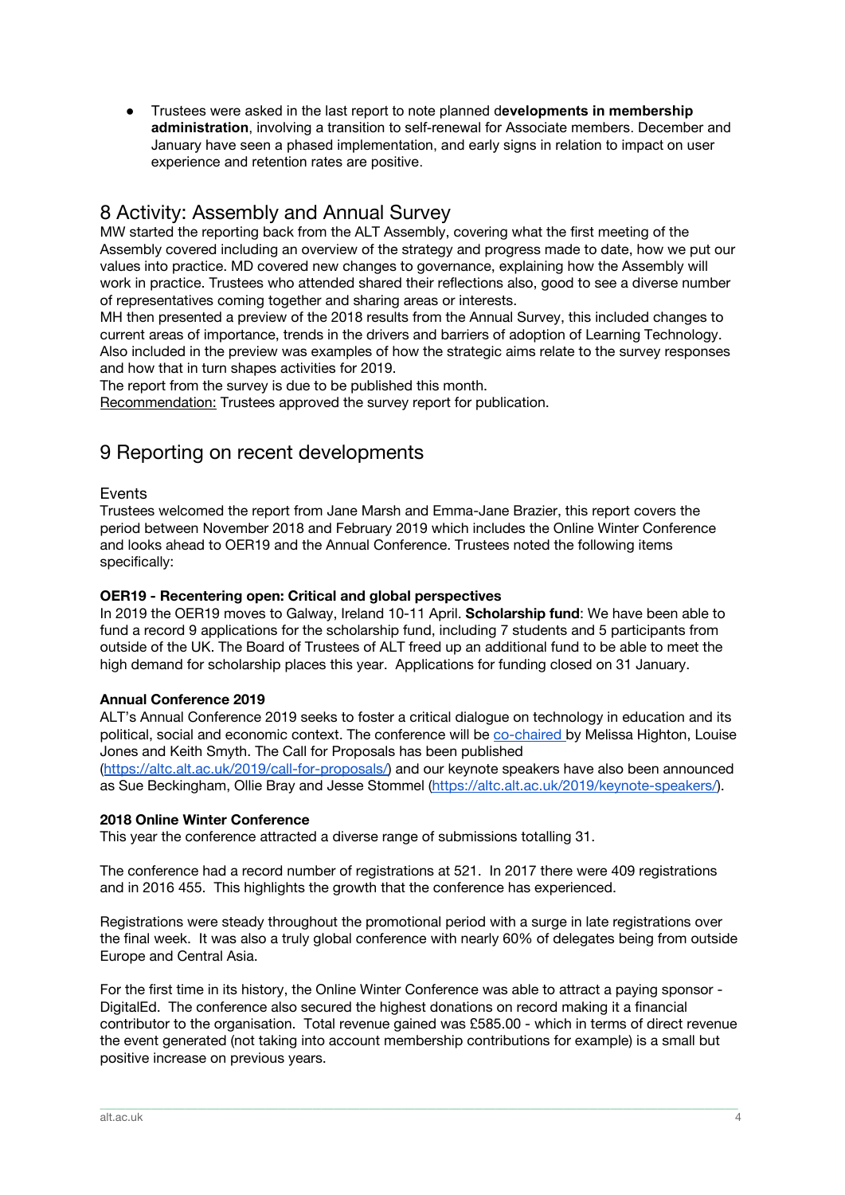- Trustees were asked in the last report to note planned d**evelopments in membership administration**, involving a transition to self-renewal for Associate members. December and January have seen a phased implementation, and early signs in relation to impact on user experience and retention rates are positive.

## 8 Activity: Assembly and Annual Survey

MW started the reporting back from the ALT Assembly, covering what the first meeting of the Assembly covered including an overview of the strategy and progress made to date, how we put our values into practice. MD covered new changes to governance, explaining how the Assembly will work in practice. Trustees who attended shared their reflections also, good to see a diverse number of representatives coming together and sharing areas or interests.

MH then presented a preview of the 2018 results from the Annual Survey, this included changes to current areas of importance, trends in the drivers and barriers of adoption of Learning Technology. Also included in the preview was examples of how the strategic aims relate to the survey responses and how that in turn shapes activities for 2019.

The report from the survey is due to be published this month.

Recommendation: Trustees approved the survey report for publication.

## 9 Reporting on recent developments

### Events

Trustees welcomed the report from Jane Marsh and Emma-Jane Brazier, this report covers the period between November 2018 and February 2019 which includes the Online Winter Conference and looks ahead to OER19 and the Annual Conference. Trustees noted the following items specifically:

**OER19 - Recentering open: Critical and global perspectives**

In 2019 the OER19 moves to Galway, Ireland 10-11 April. **Scholarship fund**: We have been able to fund a record 9 applications for the scholarship fund, including 7 students and 5 participants from outside of the UK. The Board of Trustees of ALT freed up an additional fund to be able to meet the high demand for scholarship places this year. Applications for funding closed on 31 January.

**Annual Conference 2019**

ALT's Annual Conference 2019 seeks to foster a critical dialogue on technology in education and its political, social and economic context. The conference will be co-chaired by Melissa Highton, Louise Jones and Keith Smyth. The Call for Proposals has been published (https://altc.alt.ac.uk/2019/call-for-proposals/) and our keynote speakers have also been announced as Sue Beckingham, Ollie Bray and Jesse Stommel (https://altc.alt.ac.uk/2019/keynote-speakers/).

**2018 Online Winter Conference**

This year the conference attracted a diverse range of submissions totalling 31.

The conference had a record number of registrations at 521. In 2017 there were 409 registrations and in 2016 455. This highlights the growth that the conference has experienced.

Registrations were steady throughout the promotional period with a surge in late registrations over the final week. It was also a truly global conference with nearly 60% of delegates being from outside Europe and Central Asia.

For the first time in its history, the Online Winter Conference was able to attract a paying sponsor - DigitalEd. The conference also secured the highest donations on record making it a financial contributor to the organisation. Total revenue gained was £585.00 - which in terms of direct revenue the event generated (not taking into account membership contributions for example) is a small but positive increase on previous years.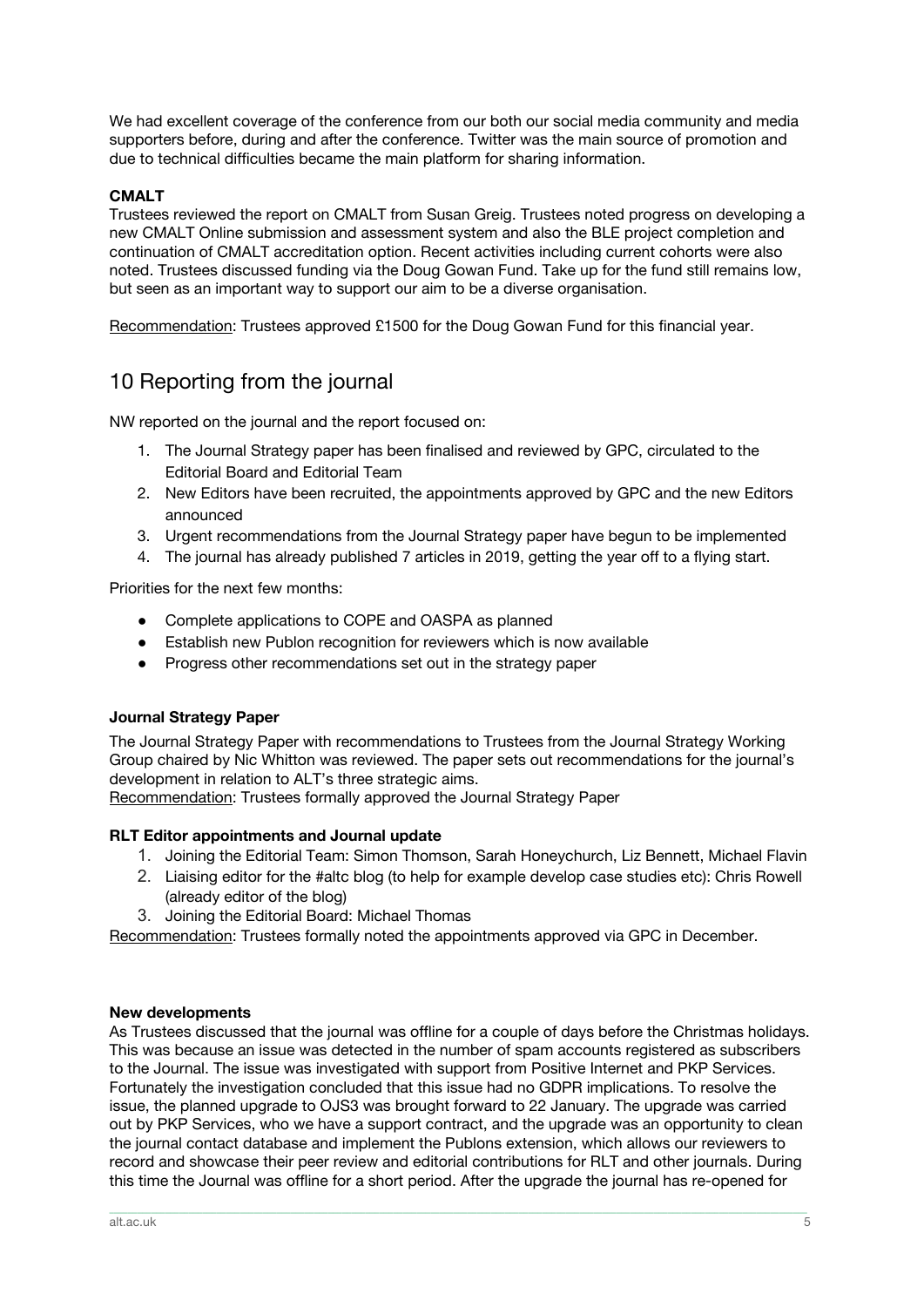We had excellent coverage of the conference from our both our social media community and media supporters before, during and after the conference. Twitter was the main source of promotion and due to technical difficulties became the main platform for sharing information.

**CMALT**

Trustees reviewed the report on CMALT from Susan Greig. Trustees noted progress on developing a new CMALT Online submission and assessment system and also the BLE project completion and continuation of CMALT accreditation option. Recent activities including current cohorts were also noted. Trustees discussed funding via the Doug Gowan Fund. Take up for the fund still remains low, but seen as an important way to support our aim to be a diverse organisation.

<u>Recommendation</u>: Trustees approved £1500 for the Doug Gowan Fund for this financial year.

## 10 Reporting from the journal

NW reported on the journal and the report focused on:

1. The Journal Strategy paper has been finalised and reviewed by GPC, circulated to the Editorial Board and Editorial Team
2. New Editors have been recruited, the appointments approved by GPC and the new Editors announced
3. Urgent recommendations from the Journal Strategy paper have begun to be implemented
4. The journal has already published 7 articles in 2019, getting the year off to a flying start.

Priorities for the next few months:

- Complete applications to COPE and OASPA as planned
- Establish new Publon recognition for reviewers which is now available
- Progress other recommendations set out in the strategy paper

**Journal Strategy Paper**

The Journal Strategy Paper with recommendations to Trustees from the Journal Strategy Working Group chaired by Nic Whitton was reviewed. The paper sets out recommendations for the journal's development in relation to ALT's three strategic aims.
<u>Recommendation</u>: Trustees formally approved the Journal Strategy Paper

**RLT Editor appointments and Journal update**

1. Joining the Editorial Team: Simon Thomson, Sarah Honeychurch, Liz Bennett, Michael Flavin
2. Liaising editor for the #altc blog (to help for example develop case studies etc): Chris Rowell (already editor of the blog)
3. Joining the Editorial Board: Michael Thomas

<u>Recommendation</u>: Trustees formally noted the appointments approved via GPC in December.

**New developments**

As Trustees discussed that the journal was offline for a couple of days before the Christmas holidays. This was because an issue was detected in the number of spam accounts registered as subscribers to the Journal. The issue was investigated with support from Positive Internet and PKP Services. Fortunately the investigation concluded that this issue had no GDPR implications. To resolve the issue, the planned upgrade to OJS3 was brought forward to 22 January. The upgrade was carried out by PKP Services, who we have a support contract, and the upgrade was an opportunity to clean the journal contact database and implement the Publons extension, which allows our reviewers to record and showcase their peer review and editorial contributions for RLT and other journals. During this time the Journal was offline for a short period. After the upgrade the journal has re-opened for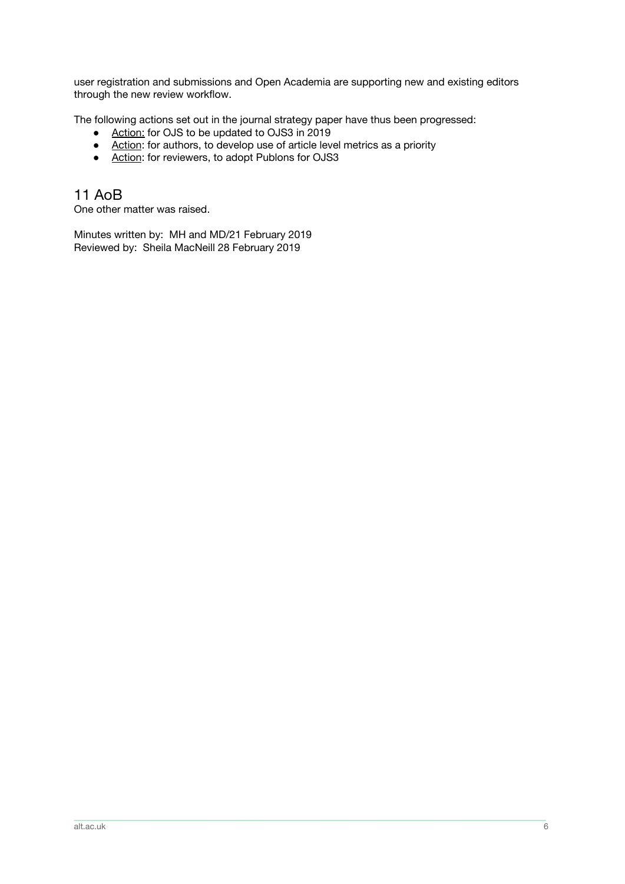user registration and submissions and Open Academia are supporting new and existing editors through the new review workflow.

The following actions set out in the journal strategy paper have thus been progressed:

- Action: for OJS to be updated to OJS3 in 2019
- Action: for authors, to develop use of article level metrics as a priority
- Action: for reviewers, to adopt Publons for OJS3

## 11 AoB

One other matter was raised.

Minutes written by: MH and MD/21 February 2019
Reviewed by: Sheila MacNeill 28 February 2019